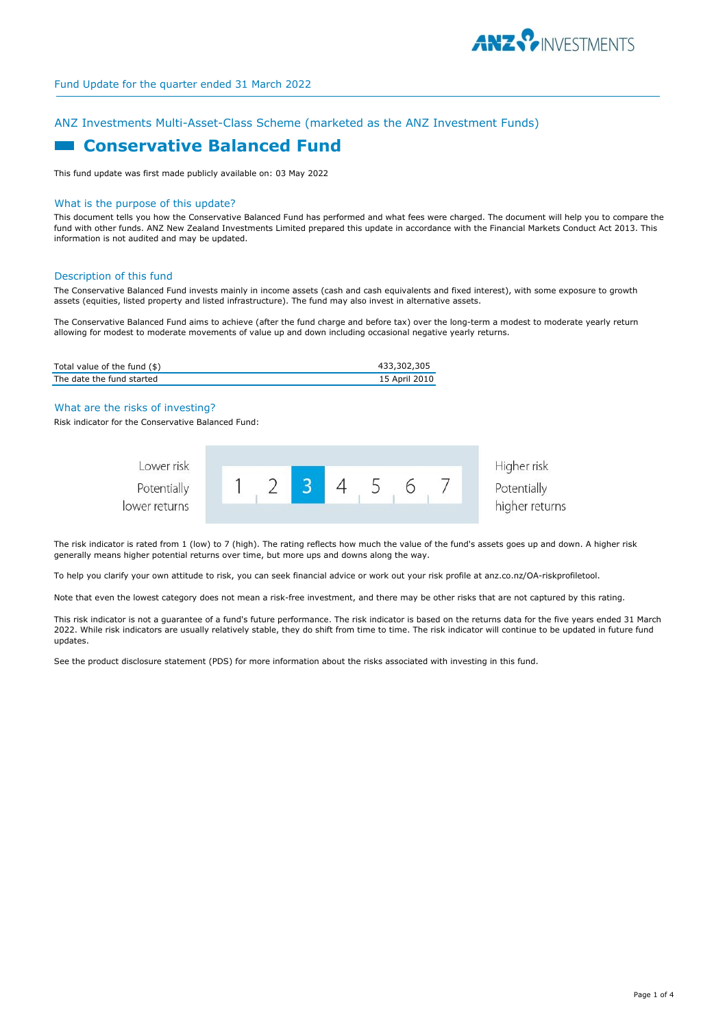Fund Update for the quarter ended 31 March 2022

## ANZ Investments Multi-Asset-Class Scheme (marketed as the ANZ Investment Funds)

# Conservative Balanced Fund

This fund update was first made publicly available on: 03 May 2022

### What is the purpose of this update?

This document tells you how the Conservative Balanced Fund has performed and what fees were charged. The document will help you to compare the fund with other funds. ANZ New Zealand Investments Limited prepared this update in accordance with the Financial Markets Conduct Act 2013. This information is not audited and may be updated.

### Description of this fund

The Conservative Balanced Fund invests mainly in income assets (cash and cash equivalents and fixed interest), with some exposure to growth assets (equities, listed property and listed infrastructure). The fund may also invest in alternative assets.

The Conservative Balanced Fund aims to achieve (after the fund charge and before tax) over the long-term a modest to moderate yearly return allowing for modest to moderate movements of value up and down including occasional negative yearly returns.

| | |
|---|---|
| Total value of the fund ($) | 433,302,305 |
| The date the fund started | 15 April 2010 |

### What are the risks of investing?

Risk indicator for the Conservative Balanced Fund:

| Lower risk<br>Potentially lower returns | 1 | 2 | **3** | 4 | 5 | 6 | 7 | Higher risk<br>Potentially higher returns |
|---|---|---|---|---|---|---|---|---|

The risk indicator is rated from 1 (low) to 7 (high). The rating reflects how much the value of the fund's assets goes up and down. A higher risk generally means higher potential returns over time, but more ups and downs along the way.

To help you clarify your own attitude to risk, you can seek financial advice or work out your risk profile at anz.co.nz/OA-riskprofiletool.

Note that even the lowest category does not mean a risk-free investment, and there may be other risks that are not captured by this rating.

This risk indicator is not a guarantee of a fund's future performance. The risk indicator is based on the returns data for the five years ended 31 March 2022. While risk indicators are usually relatively stable, they do shift from time to time. The risk indicator will continue to be updated in future fund updates.

See the product disclosure statement (PDS) for more information about the risks associated with investing in this fund.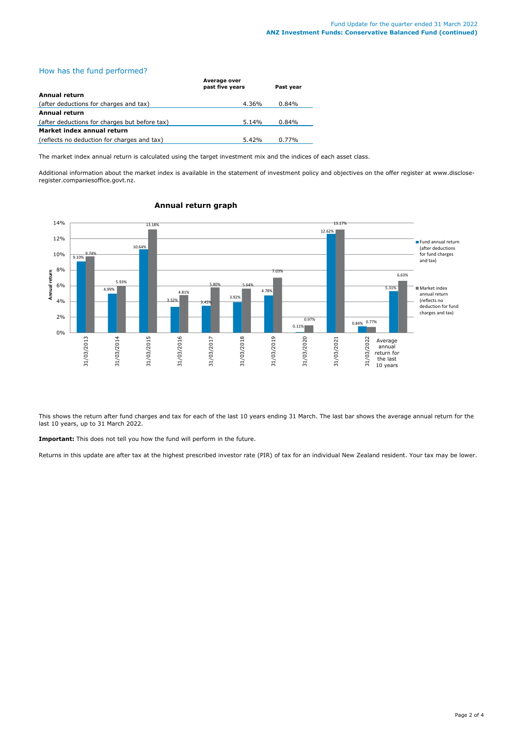## How has the fund performed?

| | Average over past five years | Past year |
|---|---|---|
| **Annual return** | | |
| (after deductions for charges and tax) | 4.36% | 0.84% |
| **Annual return** | | |
| (after deductions for charges but before tax) | 5.14% | 0.84% |
| **Market index annual return** | | |
| (reflects no deduction for charges and tax) | 5.42% | 0.77% |

The market index annual return is calculated using the target investment mix and the indices of each asset class.

Additional information about the market index is available in the statement of investment policy and objectives on the offer register at www.disclose-register.companiesoffice.govt.nz.

### Annual return graph

| | Fund annual return (after deductions for fund charges and tax) | Market index annual return (reflects no deduction for fund charges and tax) |
|---|---|---|
| 31/03/2013 | 9.10% | 9.74% |
| 31/03/2014 | 4.99% | 5.93% |
| 31/03/2015 | 10.64% | 13.18% |
| 31/03/2016 | 3.32% | 4.81% |
| 31/03/2017 | 3.45% | 5.80% |
| 31/03/2018 | 3.92% | 5.64% |
| 31/03/2019 | 4.78% | 7.03% |
| 31/03/2020 | 0.11% | 0.97% |
| 31/03/2021 | 12.62% | 13.17% |
| 31/03/2022 | 0.84% | 0.77% |
| Average annual return for the last 10 years | 5.31% | 6.63% |

This shows the return after fund charges and tax for each of the last 10 years ending 31 March. The last bar shows the average annual return for the last 10 years, up to 31 March 2022.

**Important:** This does not tell you how the fund will perform in the future.

Returns in this update are after tax at the highest prescribed investor rate (PIR) of tax for an individual New Zealand resident. Your tax may be lower.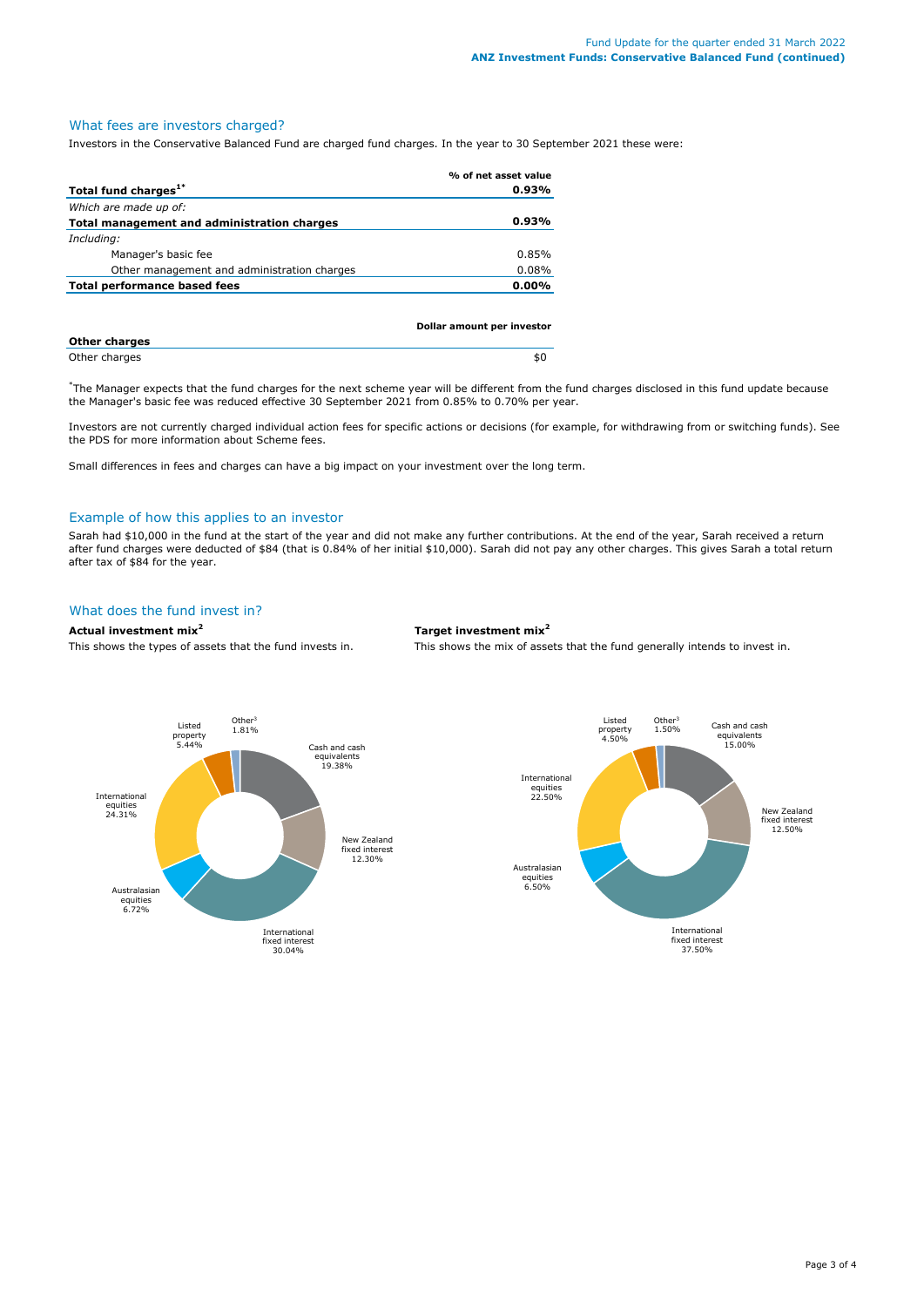## What fees are investors charged?

Investors in the Conservative Balanced Fund are charged fund charges. In the year to 30 September 2021 these were:

| | % of net asset value |
|---|---|
| **Total fund charges[1*]** | **0.93%** |
| *Which are made up of:* | |
| **Total management and administration charges** | **0.93%** |
| *Including:* | |
| Manager's basic fee | 0.85% |
| Other management and administration charges | 0.08% |
| **Total performance based fees** | **0.00%** |

| | Dollar amount per investor |
|---|---|
| **Other charges** | |
| Other charges | $0 |

*The Manager expects that the fund charges for the next scheme year will be different from the fund charges disclosed in this fund update because the Manager's basic fee was reduced effective 30 September 2021 from 0.85% to 0.70% per year.

Investors are not currently charged individual action fees for specific actions or decisions (for example, for withdrawing from or switching funds). See the PDS for more information about Scheme fees.

Small differences in fees and charges can have a big impact on your investment over the long term.

## Example of how this applies to an investor

Sarah had $10,000 in the fund at the start of the year and did not make any further contributions. At the end of the year, Sarah received a return after fund charges were deducted of $84 (that is 0.84% of her initial $10,000). Sarah did not pay any other charges. This gives Sarah a total return after tax of $84 for the year.

## What does the fund invest in?

**Actual investment mix[2]**

This shows the types of assets that the fund invests in.

| Asset | % |
|---|---|
| Cash and cash equivalents | 19.38% |
| New Zealand fixed interest | 12.30% |
| International fixed interest | 30.04% |
| Australasian equities | 6.72% |
| International equities | 24.31% |
| Listed property | 5.44% |
| Other[3] | 1.81% |

**Target investment mix[2]**

This shows the mix of assets that the fund generally intends to invest in.

| Asset | % |
|---|---|
| Cash and cash equivalents | 15.00% |
| New Zealand fixed interest | 12.50% |
| International fixed interest | 37.50% |
| Australasian equities | 6.50% |
| International equities | 22.50% |
| Listed property | 4.50% |
| Other[3] | 1.50% |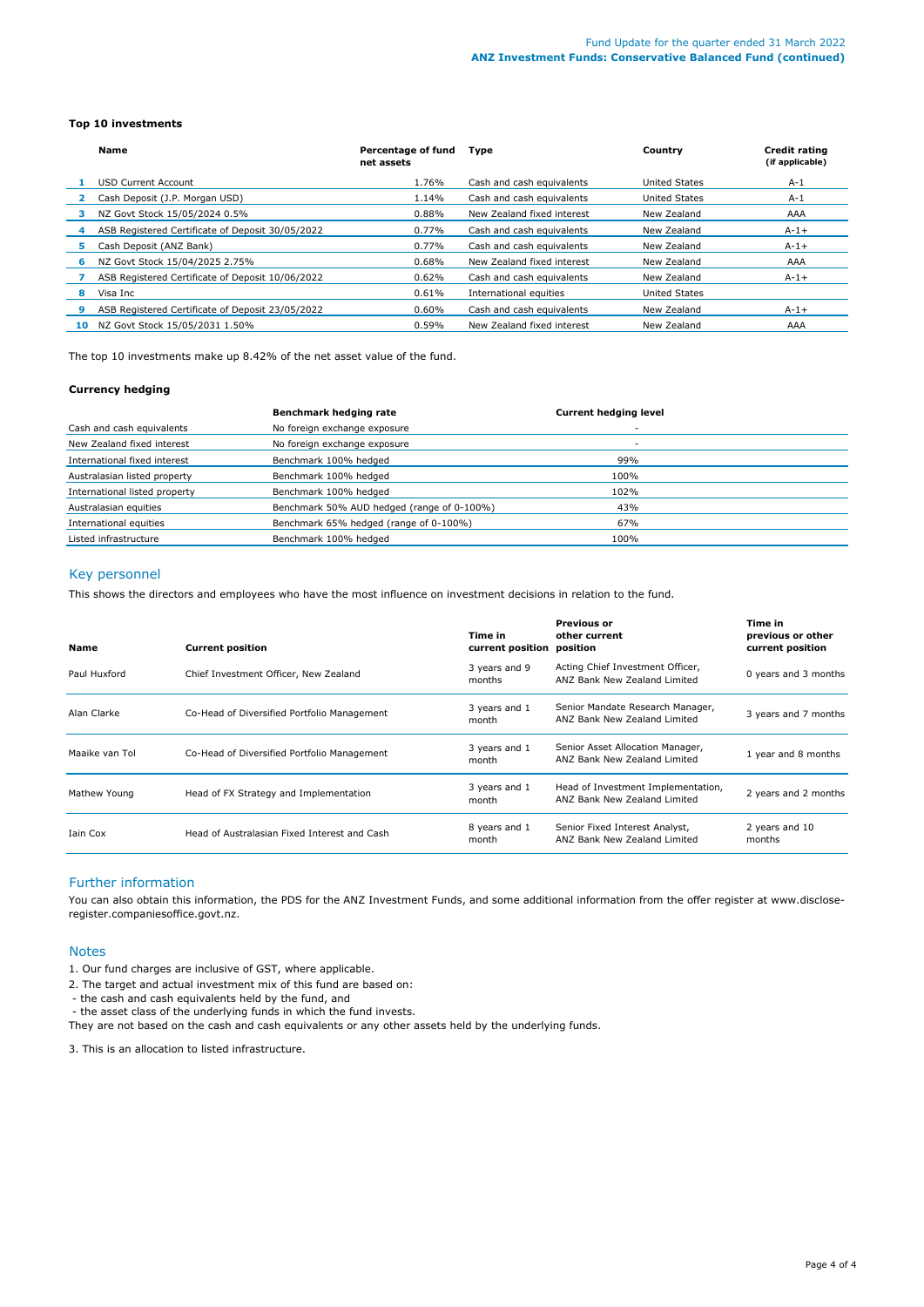### Top 10 investments

| | Name | Percentage of fund net assets | Type | Country | Credit rating (if applicable) |
|---|---|---|---|---|---|
| 1 | USD Current Account | 1.76% | Cash and cash equivalents | United States | A-1 |
| 2 | Cash Deposit (J.P. Morgan USD) | 1.14% | Cash and cash equivalents | United States | A-1 |
| 3 | NZ Govt Stock 15/05/2024 0.5% | 0.88% | New Zealand fixed interest | New Zealand | AAA |
| 4 | ASB Registered Certificate of Deposit 30/05/2022 | 0.77% | Cash and cash equivalents | New Zealand | A-1+ |
| 5 | Cash Deposit (ANZ Bank) | 0.77% | Cash and cash equivalents | New Zealand | A-1+ |
| 6 | NZ Govt Stock 15/04/2025 2.75% | 0.68% | New Zealand fixed interest | New Zealand | AAA |
| 7 | ASB Registered Certificate of Deposit 10/06/2022 | 0.62% | Cash and cash equivalents | New Zealand | A-1+ |
| 8 | Visa Inc | 0.61% | International equities | United States | |
| 9 | ASB Registered Certificate of Deposit 23/05/2022 | 0.60% | Cash and cash equivalents | New Zealand | A-1+ |
| 10 | NZ Govt Stock 15/05/2031 1.50% | 0.59% | New Zealand fixed interest | New Zealand | AAA |

The top 10 investments make up 8.42% of the net asset value of the fund.

### Currency hedging

| | Benchmark hedging rate | Current hedging level |
|---|---|---|
| Cash and cash equivalents | No foreign exchange exposure | - |
| New Zealand fixed interest | No foreign exchange exposure | - |
| International fixed interest | Benchmark 100% hedged | 99% |
| Australasian listed property | Benchmark 100% hedged | 100% |
| International listed property | Benchmark 100% hedged | 102% |
| Australasian equities | Benchmark 50% AUD hedged (range of 0-100%) | 43% |
| International equities | Benchmark 65% hedged (range of 0-100%) | 67% |
| Listed infrastructure | Benchmark 100% hedged | 100% |

## Key personnel

This shows the directors and employees who have the most influence on investment decisions in relation to the fund.

| Name | Current position | Time in current position | Previous or other current position | Time in previous or other current position |
|---|---|---|---|---|
| Paul Huxford | Chief Investment Officer, New Zealand | 3 years and 9 months | Acting Chief Investment Officer, ANZ Bank New Zealand Limited | 0 years and 3 months |
| Alan Clarke | Co-Head of Diversified Portfolio Management | 3 years and 1 month | Senior Mandate Research Manager, ANZ Bank New Zealand Limited | 3 years and 7 months |
| Maaike van Tol | Co-Head of Diversified Portfolio Management | 3 years and 1 month | Senior Asset Allocation Manager, ANZ Bank New Zealand Limited | 1 year and 8 months |
| Mathew Young | Head of FX Strategy and Implementation | 3 years and 1 month | Head of Investment Implementation, ANZ Bank New Zealand Limited | 2 years and 2 months |
| Iain Cox | Head of Australasian Fixed Interest and Cash | 8 years and 1 month | Senior Fixed Interest Analyst, ANZ Bank New Zealand Limited | 2 years and 10 months |

## Further information

You can also obtain this information, the PDS for the ANZ Investment Funds, and some additional information from the offer register at www.disclose-register.companiesoffice.govt.nz.

## Notes

1. Our fund charges are inclusive of GST, where applicable.
2. The target and actual investment mix of this fund are based on:
 - the cash and cash equivalents held by the fund, and
 - the asset class of the underlying funds in which the fund invests.

They are not based on the cash and cash equivalents or any other assets held by the underlying funds.

3. This is an allocation to listed infrastructure.